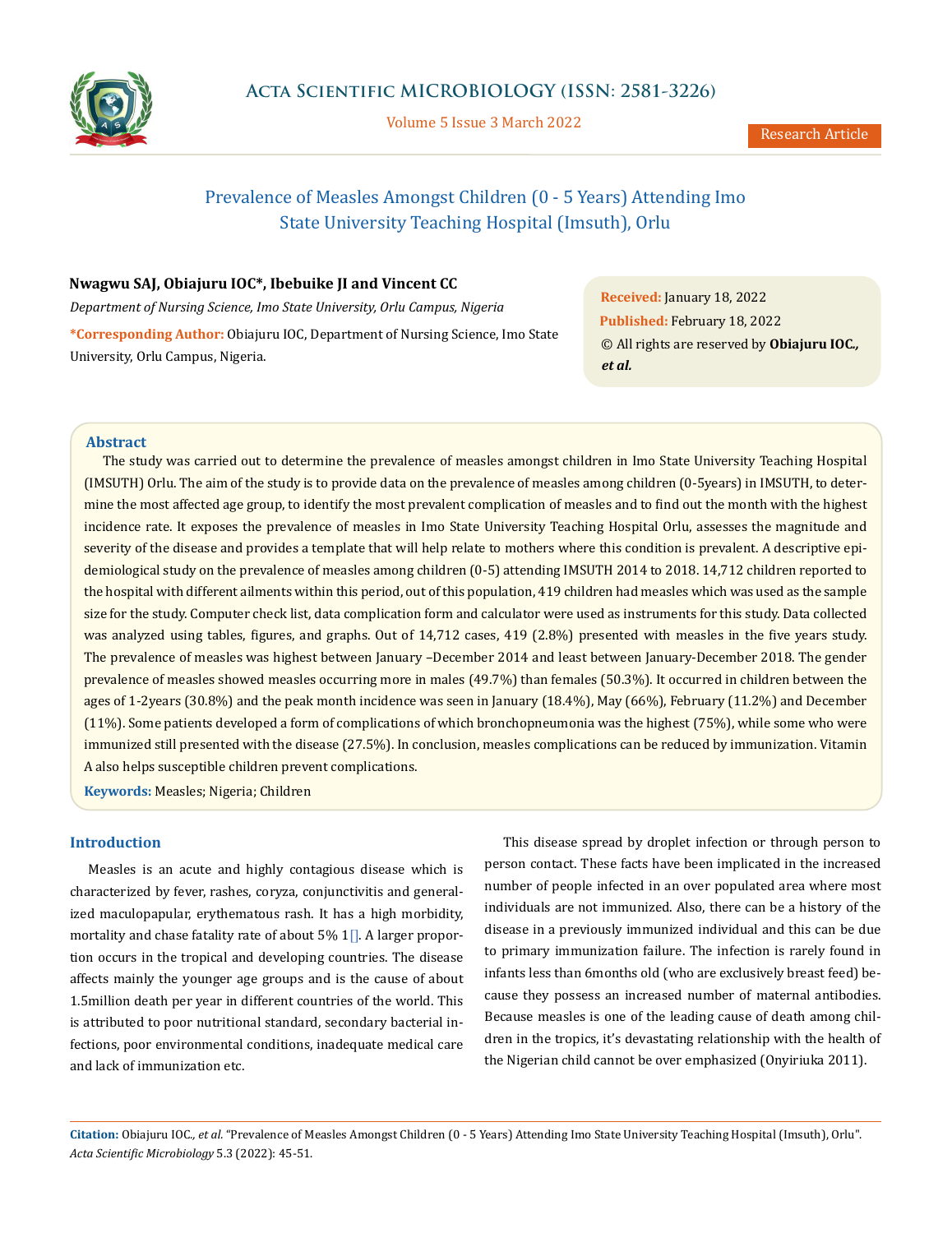# Prevalence of Measles Amongst Children (0 - 5 Years) Attending Imo State University Teaching Hospital (Imsuth), Orlu

**Nwagwu SAJ, Obiajuru IOC\*, Ibebuike JI and Vincent CC**

*Department of Nursing Science, Imo State University, Orlu Campus, Nigeria*

**\*Corresponding Author:** Obiajuru IOC, Department of Nursing Science, Imo State University, Orlu Campus, Nigeria.

**Received:** January 18, 2022
**Published:** February 18, 2022
© All rights are reserved by **Obiajuru IOC., *et al.***

## Abstract

The study was carried out to determine the prevalence of measles amongst children in Imo State University Teaching Hospital (IMSUTH) Orlu. The aim of the study is to provide data on the prevalence of measles among children (0-5years) in IMSUTH, to determine the most affected age group, to identify the most prevalent complication of measles and to find out the month with the highest incidence rate. It exposes the prevalence of measles in Imo State University Teaching Hospital Orlu, assesses the magnitude and severity of the disease and provides a template that will help relate to mothers where this condition is prevalent. A descriptive epidemiological study on the prevalence of measles among children (0-5) attending IMSUTH 2014 to 2018. 14,712 children reported to the hospital with different ailments within this period, out of this population, 419 children had measles which was used as the sample size for the study. Computer check list, data complication form and calculator were used as instruments for this study. Data collected was analyzed using tables, figures, and graphs. Out of 14,712 cases, 419 (2.8%) presented with measles in the five years study. The prevalence of measles was highest between January –December 2014 and least between January-December 2018. The gender prevalence of measles showed measles occurring more in males (49.7%) than females (50.3%). It occurred in children between the ages of 1-2years (30.8%) and the peak month incidence was seen in January (18.4%), May (66%), February (11.2%) and December (11%). Some patients developed a form of complications of which bronchopneumonia was the highest (75%), while some who were immunized still presented with the disease (27.5%). In conclusion, measles complications can be reduced by immunization. Vitamin A also helps susceptible children prevent complications.

**Keywords:** Measles; Nigeria; Children

## Introduction

Measles is an acute and highly contagious disease which is characterized by fever, rashes, coryza, conjunctivitis and generalized maculopapular, erythematous rash. It has a high morbidity, mortality and chase fatality rate of about 5% 1[]. A larger proportion occurs in the tropical and developing countries. The disease affects mainly the younger age groups and is the cause of about 1.5million death per year in different countries of the world. This is attributed to poor nutritional standard, secondary bacterial infections, poor environmental conditions, inadequate medical care and lack of immunization etc.

This disease spread by droplet infection or through person to person contact. These facts have been implicated in the increased number of people infected in an over populated area where most individuals are not immunized. Also, there can be a history of the disease in a previously immunized individual and this can be due to primary immunization failure. The infection is rarely found in infants less than 6months old (who are exclusively breast feed) because they possess an increased number of maternal antibodies. Because measles is one of the leading cause of death among children in the tropics, it's devastating relationship with the health of the Nigerian child cannot be over emphasized (Onyiriuka 2011).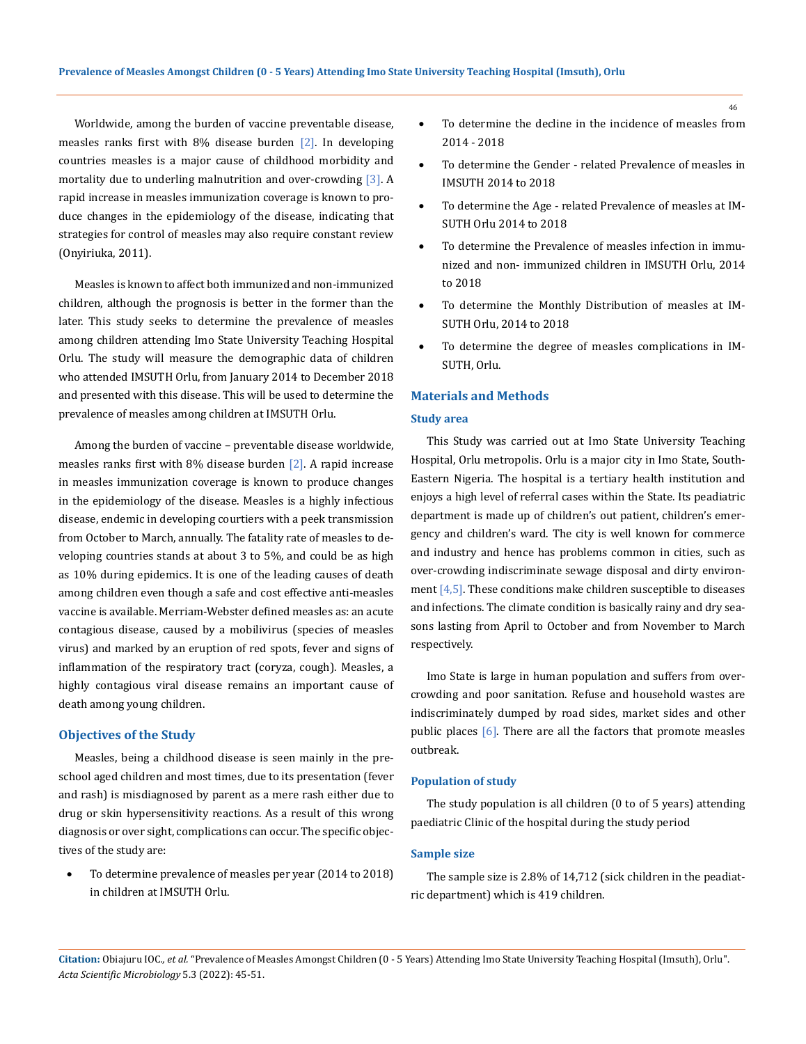Worldwide, among the burden of vaccine preventable disease, measles ranks first with 8% disease burden [2]. In developing countries measles is a major cause of childhood morbidity and mortality due to underling malnutrition and over-crowding [3]. A rapid increase in measles immunization coverage is known to produce changes in the epidemiology of the disease, indicating that strategies for control of measles may also require constant review (Onyiriuka, 2011).

Measles is known to affect both immunized and non-immunized children, although the prognosis is better in the former than the later. This study seeks to determine the prevalence of measles among children attending Imo State University Teaching Hospital Orlu. The study will measure the demographic data of children who attended IMSUTH Orlu, from January 2014 to December 2018 and presented with this disease. This will be used to determine the prevalence of measles among children at IMSUTH Orlu.

Among the burden of vaccine – preventable disease worldwide, measles ranks first with 8% disease burden [2]. A rapid increase in measles immunization coverage is known to produce changes in the epidemiology of the disease. Measles is a highly infectious disease, endemic in developing courtiers with a peek transmission from October to March, annually. The fatality rate of measles to developing countries stands at about 3 to 5%, and could be as high as 10% during epidemics. It is one of the leading causes of death among children even though a safe and cost effective anti-measles vaccine is available. Merriam-Webster defined measles as: an acute contagious disease, caused by a mobilivirus (species of measles virus) and marked by an eruption of red spots, fever and signs of inflammation of the respiratory tract (coryza, cough). Measles, a highly contagious viral disease remains an important cause of death among young children.

## Objectives of the Study

Measles, being a childhood disease is seen mainly in the preschool aged children and most times, due to its presentation (fever and rash) is misdiagnosed by parent as a mere rash either due to drug or skin hypersensitivity reactions. As a result of this wrong diagnosis or over sight, complications can occur. The specific objectives of the study are:

- To determine prevalence of measles per year (2014 to 2018) in children at IMSUTH Orlu.
- To determine the decline in the incidence of measles from 2014 - 2018
- To determine the Gender - related Prevalence of measles in IMSUTH 2014 to 2018
- To determine the Age - related Prevalence of measles at IMSUTH Orlu 2014 to 2018
- To determine the Prevalence of measles infection in immunized and non- immunized children in IMSUTH Orlu, 2014 to 2018
- To determine the Monthly Distribution of measles at IMSUTH Orlu, 2014 to 2018
- To determine the degree of measles complications in IMSUTH, Orlu.

## Materials and Methods

### Study area

This Study was carried out at Imo State University Teaching Hospital, Orlu metropolis. Orlu is a major city in Imo State, South-Eastern Nigeria. The hospital is a tertiary health institution and enjoys a high level of referral cases within the State. Its peadiatric department is made up of children's out patient, children's emergency and children's ward. The city is well known for commerce and industry and hence has problems common in cities, such as over-crowding indiscriminate sewage disposal and dirty environment [4,5]. These conditions make children susceptible to diseases and infections. The climate condition is basically rainy and dry seasons lasting from April to October and from November to March respectively.

Imo State is large in human population and suffers from over-crowding and poor sanitation. Refuse and household wastes are indiscriminately dumped by road sides, market sides and other public places [6]. There are all the factors that promote measles outbreak.

### Population of study

The study population is all children (0 to of 5 years) attending paediatric Clinic of the hospital during the study period

### Sample size

The sample size is 2.8% of 14,712 (sick children in the peadiatric department) which is 419 children.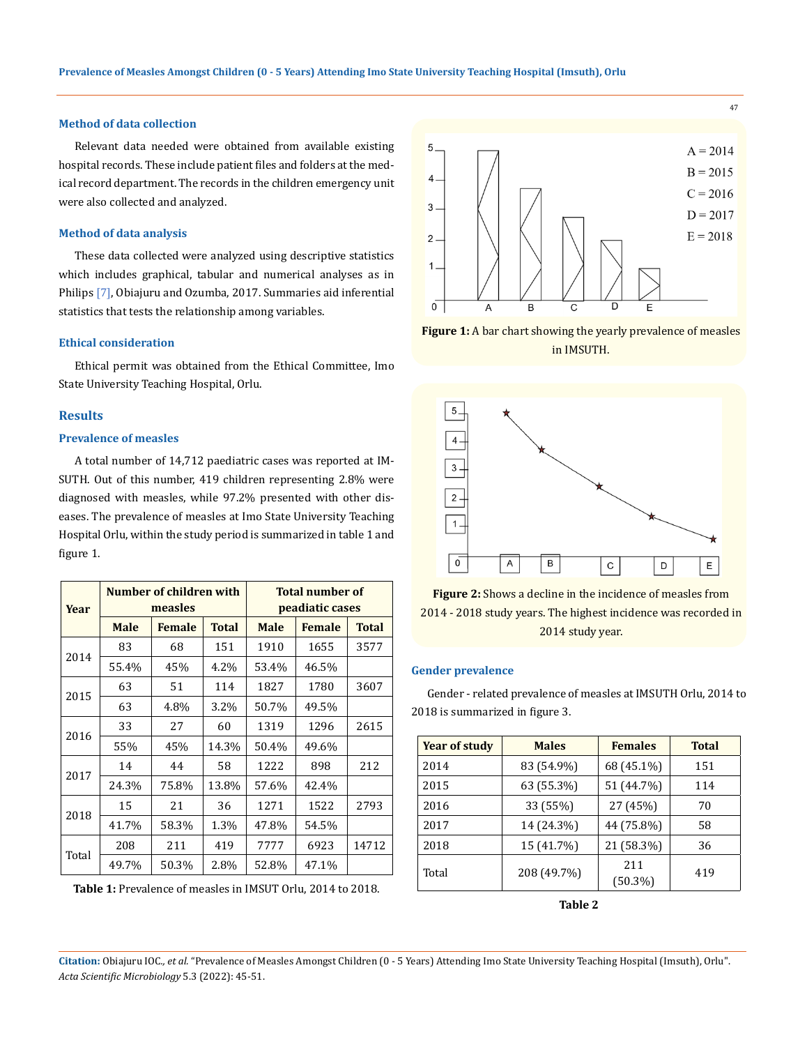### Method of data collection

Relevant data needed were obtained from available existing hospital records. These include patient files and folders at the medical record department. The records in the children emergency unit were also collected and analyzed.

### Method of data analysis

These data collected were analyzed using descriptive statistics which includes graphical, tabular and numerical analyses as in Philips [7], Obiajuru and Ozumba, 2017. Summaries aid inferential statistics that tests the relationship among variables.

### Ethical consideration

Ethical permit was obtained from the Ethical Committee, Imo State University Teaching Hospital, Orlu.

## Results

### Prevalence of measles

A total number of 14,712 paediatric cases was reported at IMSUTH. Out of this number, 419 children representing 2.8% were diagnosed with measles, while 97.2% presented with other diseases. The prevalence of measles at Imo State University Teaching Hospital Orlu, within the study period is summarized in table 1 and figure 1.

| Year | Number of children with measles | | | Total number of peadiatic cases | | |
|---|---|---|---|---|---|---|
| | Male | Female | Total | Male | Female | Total |
| 2014 | 83 | 68 | 151 | 1910 | 1655 | 3577 |
| | 55.4% | 45% | 4.2% | 53.4% | 46.5% | |
| 2015 | 63 | 51 | 114 | 1827 | 1780 | 3607 |
| | 63 | 4.8% | 3.2% | 50.7% | 49.5% | |
| 2016 | 33 | 27 | 60 | 1319 | 1296 | 2615 |
| | 55% | 45% | 14.3% | 50.4% | 49.6% | |
| 2017 | 14 | 44 | 58 | 1222 | 898 | 212 |
| | 24.3% | 75.8% | 13.8% | 57.6% | 42.4% | |
| 2018 | 15 | 21 | 36 | 1271 | 1522 | 2793 |
| | 41.7% | 58.3% | 1.3% | 47.8% | 54.5% | |
| Total | 208 | 211 | 419 | 7777 | 6923 | 14712 |
| | 49.7% | 50.3% | 2.8% | 52.8% | 47.1% | |

**Table 1:** Prevalence of measles in IMSUT Orlu, 2014 to 2018.

**Figure 1:** A bar chart showing the yearly prevalence of measles in IMSUTH.

**Figure 2:** Shows a decline in the incidence of measles from 2014 - 2018 study years. The highest incidence was recorded in 2014 study year.

### Gender prevalence

Gender - related prevalence of measles at IMSUTH Orlu, 2014 to 2018 is summarized in figure 3.

| Year of study | Males | Females | Total |
|---|---|---|---|
| 2014 | 83 (54.9%) | 68 (45.1%) | 151 |
| 2015 | 63 (55.3%) | 51 (44.7%) | 114 |
| 2016 | 33 (55%) | 27 (45%) | 70 |
| 2017 | 14 (24.3%) | 44 (75.8%) | 58 |
| 2018 | 15 (41.7%) | 21 (58.3%) | 36 |
| Total | 208 (49.7%) | 211 (50.3%) | 419 |

**Table 2**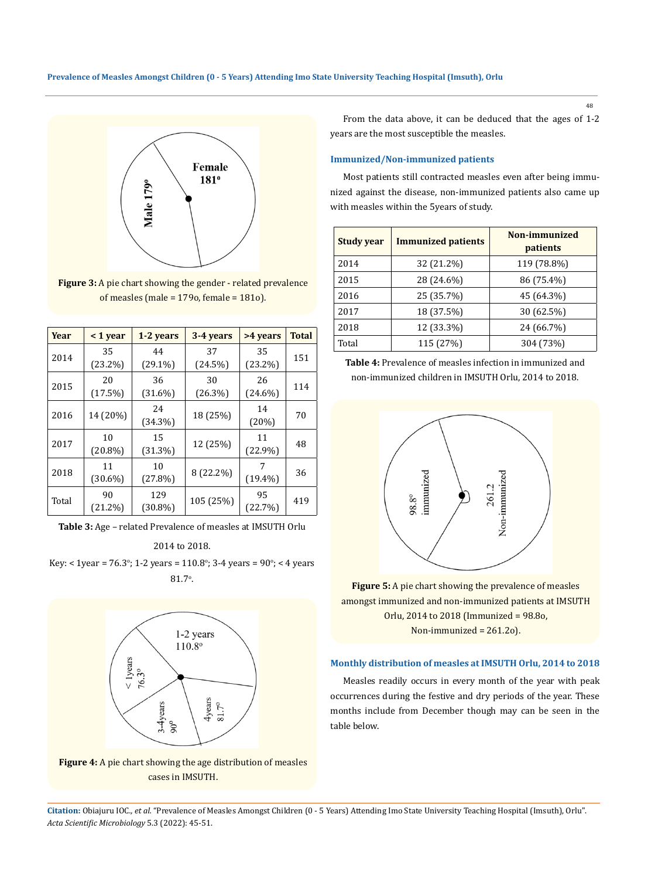Figure 3: A pie chart showing the gender - related prevalence of measles (male = 179o, female = 181o).

| Year | < 1 year | 1-2 years | 3-4 years | >4 years | Total |
|---|---|---|---|---|---|
| 2014 | 35 (23.2%) | 44 (29.1%) | 37 (24.5%) | 35 (23.2%) | 151 |
| 2015 | 20 (17.5%) | 36 (31.6%) | 30 (26.3%) | 26 (24.6%) | 114 |
| 2016 | 14 (20%) | 24 (34.3%) | 18 (25%) | 14 (20%) | 70 |
| 2017 | 10 (20.8%) | 15 (31.3%) | 12 (25%) | 11 (22.9%) | 48 |
| 2018 | 11 (30.6%) | 10 (27.8%) | 8 (22.2%) | 7 (19.4%) | 36 |
| Total | 90 (21.2%) | 129 (30.8%) | 105 (25%) | 95 (22.7%) | 419 |

Table 3: Age – related Prevalence of measles at IMSUTH Orlu 2014 to 2018.

Key: < 1year = 76.3°; 1-2 years = 110.8°; 3-4 years = 90°; < 4 years 81.7°.

Figure 4: A pie chart showing the age distribution of measles cases in IMSUTH.

From the data above, it can be deduced that the ages of 1-2 years are the most susceptible the measles.

### Immunized/Non-immunized patients

Most patients still contracted measles even after being immunized against the disease, non-immunized patients also came up with measles within the 5years of study.

| Study year | Immunized patients | Non-immunized patients |
|---|---|---|
| 2014 | 32 (21.2%) | 119 (78.8%) |
| 2015 | 28 (24.6%) | 86 (75.4%) |
| 2016 | 25 (35.7%) | 45 (64.3%) |
| 2017 | 18 (37.5%) | 30 (62.5%) |
| 2018 | 12 (33.3%) | 24 (66.7%) |
| Total | 115 (27%) | 304 (73%) |

Table 4: Prevalence of measles infection in immunized and non-immunized children in IMSUTH Orlu, 2014 to 2018.

Figure 5: A pie chart showing the prevalence of measles amongst immunized and non-immunized patients at IMSUTH Orlu, 2014 to 2018 (Immunized = 98.8o, Non-immunized = 261.2o).

### Monthly distribution of measles at IMSUTH Orlu, 2014 to 2018

Measles readily occurs in every month of the year with peak occurrences during the festive and dry periods of the year. These months include from December though may can be seen in the table below.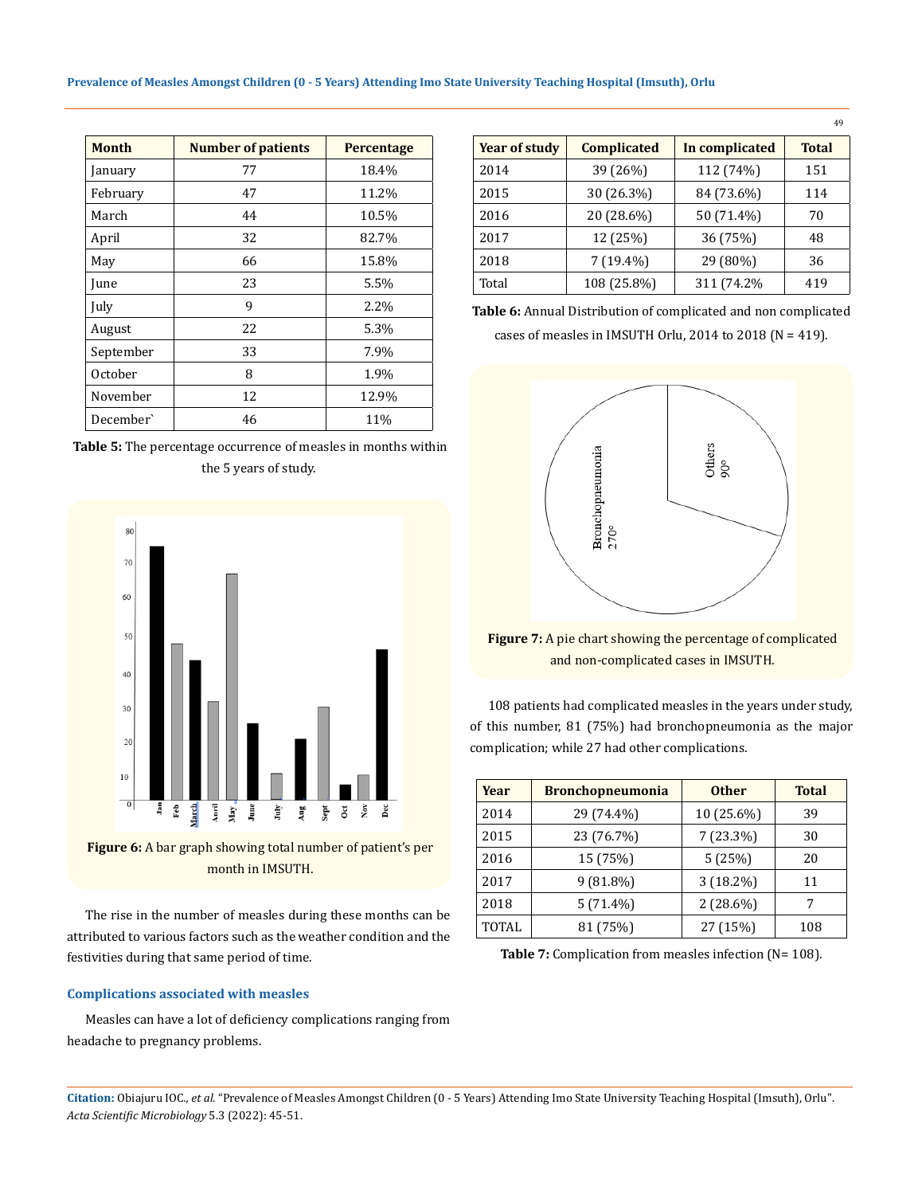| Month | Number of patients | Percentage |
|---|---|---|
| January | 77 | 18.4% |
| February | 47 | 11.2% |
| March | 44 | 10.5% |
| April | 32 | 82.7% |
| May | 66 | 15.8% |
| June | 23 | 5.5% |
| July | 9 | 2.2% |
| August | 22 | 5.3% |
| September | 33 | 7.9% |
| October | 8 | 1.9% |
| November | 12 | 12.9% |
| December` | 46 | 11% |

**Table 5:** The percentage occurrence of measles in months within the 5 years of study.

**Figure 6:** A bar graph showing total number of patient's per month in IMSUTH.

The rise in the number of measles during these months can be attributed to various factors such as the weather condition and the festivities during that same period of time.

### Complications associated with measles

Measles can have a lot of deficiency complications ranging from headache to pregnancy problems.

| Year of study | Complicated | In complicated | Total |
|---|---|---|---|
| 2014 | 39 (26%) | 112 (74%) | 151 |
| 2015 | 30 (26.3%) | 84 (73.6%) | 114 |
| 2016 | 20 (28.6%) | 50 (71.4%) | 70 |
| 2017 | 12 (25%) | 36 (75%) | 48 |
| 2018 | 7 (19.4%) | 29 (80%) | 36 |
| Total | 108 (25.8%) | 311 (74.2% | 419 |

**Table 6:** Annual Distribution of complicated and non complicated cases of measles in IMSUTH Orlu, 2014 to 2018 (N = 419).

**Figure 7:** A pie chart showing the percentage of complicated and non-complicated cases in IMSUTH.

108 patients had complicated measles in the years under study, of this number, 81 (75%) had bronchopneumonia as the major complication; while 27 had other complications.

| Year | Bronchopneumonia | Other | Total |
|---|---|---|---|
| 2014 | 29 (74.4%) | 10 (25.6%) | 39 |
| 2015 | 23 (76.7%) | 7 (23.3%) | 30 |
| 2016 | 15 (75%) | 5 (25%) | 20 |
| 2017 | 9 (81.8%) | 3 (18.2%) | 11 |
| 2018 | 5 (71.4%) | 2 (28.6%) | 7 |
| TOTAL | 81 (75%) | 27 (15%) | 108 |

**Table 7:** Complication from measles infection (N= 108).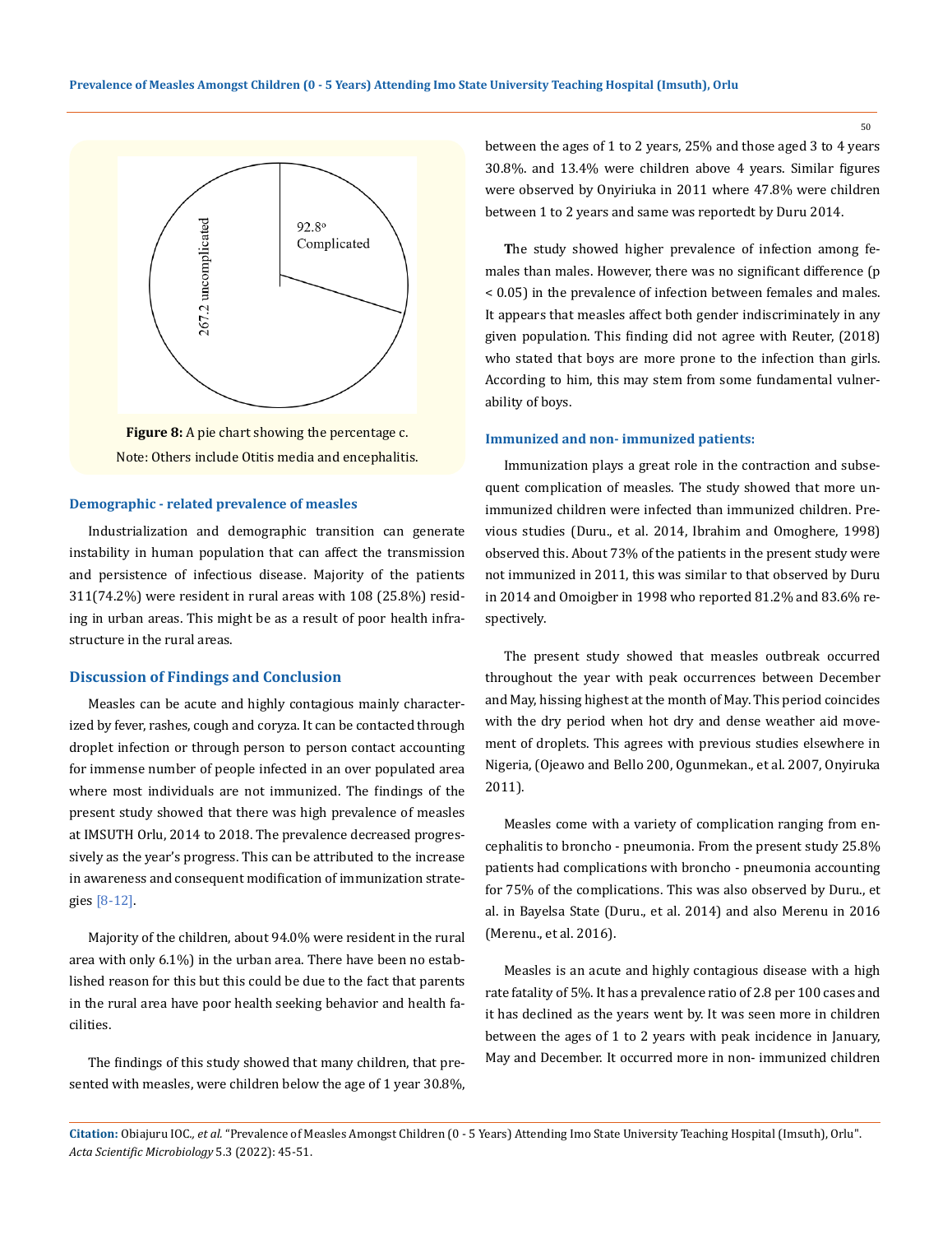92.8° Complicated

267.2 uncomplicated

**Figure 8:** A pie chart showing the percentage c.
Note: Others include Otitis media and encephalitis.

### Demographic - related prevalence of measles

Industrialization and demographic transition can generate instability in human population that can affect the transmission and persistence of infectious disease. Majority of the patients 311(74.2%) were resident in rural areas with 108 (25.8%) residing in urban areas. This might be as a result of poor health infrastructure in the rural areas.

## Discussion of Findings and Conclusion

Measles can be acute and highly contagious mainly characterized by fever, rashes, cough and coryza. It can be contacted through droplet infection or through person to person contact accounting for immense number of people infected in an over populated area where most individuals are not immunized. The findings of the present study showed that there was high prevalence of measles at IMSUTH Orlu, 2014 to 2018. The prevalence decreased progressively as the year's progress. This can be attributed to the increase in awareness and consequent modification of immunization strategies [8-12].

Majority of the children, about 94.0% were resident in the rural area with only 6.1%) in the urban area. There have been no established reason for this but this could be due to the fact that parents in the rural area have poor health seeking behavior and health facilities.

The findings of this study showed that many children, that presented with measles, were children below the age of 1 year 30.8%, between the ages of 1 to 2 years, 25% and those aged 3 to 4 years 30.8%. and 13.4% were children above 4 years. Similar figures were observed by Onyiriuka in 2011 where 47.8% were children between 1 to 2 years and same was reportedt by Duru 2014.

The study showed higher prevalence of infection among females than males. However, there was no significant difference ($p < 0.05$) in the prevalence of infection between females and males. It appears that measles affect both gender indiscriminately in any given population. This finding did not agree with Reuter, (2018) who stated that boys are more prone to the infection than girls. According to him, this may stem from some fundamental vulnerability of boys.

### Immunized and non- immunized patients:

Immunization plays a great role in the contraction and subsequent complication of measles. The study showed that more unimmunized children were infected than immunized children. Previous studies (Duru., et al. 2014, Ibrahim and Omoghere, 1998) observed this. About 73% of the patients in the present study were not immunized in 2011, this was similar to that observed by Duru in 2014 and Omoigber in 1998 who reported 81.2% and 83.6% respectively.

The present study showed that measles outbreak occurred throughout the year with peak occurrences between December and May, hissing highest at the month of May. This period coincides with the dry period when hot dry and dense weather aid movement of droplets. This agrees with previous studies elsewhere in Nigeria, (Ojeawo and Bello 200, Ogunmekan., et al. 2007, Onyiruka 2011).

Measles come with a variety of complication ranging from encephalitis to broncho - pneumonia. From the present study 25.8% patients had complications with broncho - pneumonia accounting for 75% of the complications. This was also observed by Duru., et al. in Bayelsa State (Duru., et al. 2014) and also Merenu in 2016 (Merenu., et al. 2016).

Measles is an acute and highly contagious disease with a high rate fatality of 5%. It has a prevalence ratio of 2.8 per 100 cases and it has declined as the years went by. It was seen more in children between the ages of 1 to 2 years with peak incidence in January, May and December. It occurred more in non- immunized children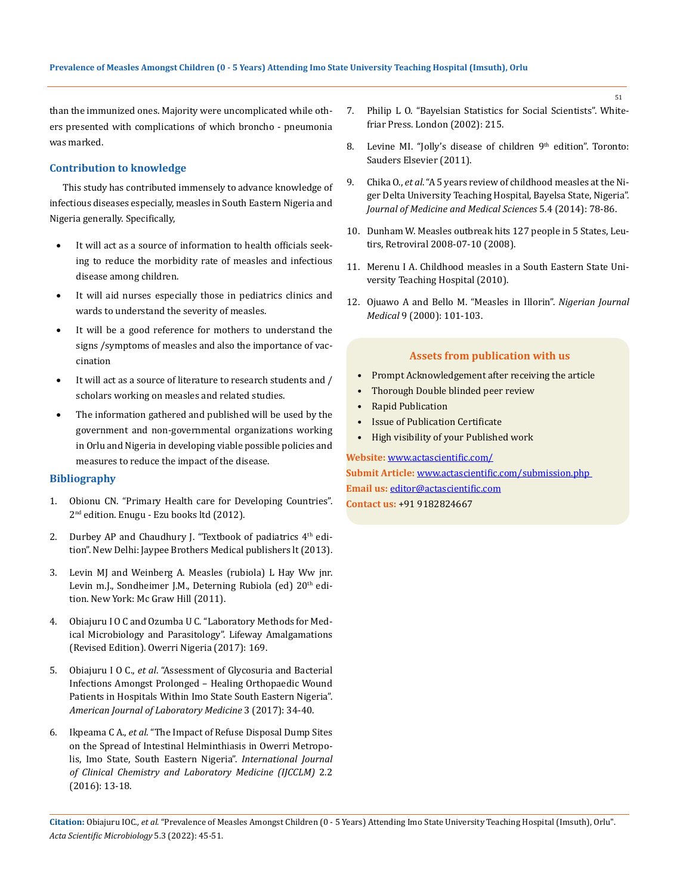than the immunized ones. Majority were uncomplicated while others presented with complications of which broncho - pneumonia was marked.

## Contribution to knowledge

This study has contributed immensely to advance knowledge of infectious diseases especially, measles in South Eastern Nigeria and Nigeria generally. Specifically,

- It will act as a source of information to health officials seeking to reduce the morbidity rate of measles and infectious disease among children.
- It will aid nurses especially those in pediatrics clinics and wards to understand the severity of measles.
- It will be a good reference for mothers to understand the signs /symptoms of measles and also the importance of vaccination
- It will act as a source of literature to research students and / scholars working on measles and related studies.
- The information gathered and published will be used by the government and non-governmental organizations working in Orlu and Nigeria in developing viable possible policies and measures to reduce the impact of the disease.

## Bibliography

1. Obionu CN. "Primary Health care for Developing Countries". 2nd edition. Enugu - Ezu books ltd (2012).
2. Durbey AP and Chaudhury J. "Textbook of paediatrics 4th edition". New Delhi: Jaypee Brothers Medical publishers lt (2013).
3. Levin MJ and Weinberg A. Measles (rubiola) L Hay Ww jnr. Levin m.J., Sondheimer J.M., Deterning Rubiola (ed) 20th edition. New York: Mc Graw Hill (2011).
4. Obiajuru I O C and Ozumba U C. "Laboratory Methods for Medical Microbiology and Parasitology". Lifeway Amalgamations (Revised Edition). Owerri Nigeria (2017): 169.
5. Obiajuru I O C., *et al.* "Assessment of Glycosuria and Bacterial Infections Amongst Prolonged – Healing Orthopaedic Wound Patients in Hospitals Within Imo State South Eastern Nigeria". *American Journal of Laboratory Medicine* 3 (2017): 34-40.
6. Ikpeama C A., *et al.* "The Impact of Refuse Disposal Dump Sites on the Spread of Intestinal Helminthiasis in Owerri Metropolis, Imo State, South Eastern Nigeria". *International Journal of Clinical Chemistry and Laboratory Medicine (IJCCLM)* 2.2 (2016): 13-18.
7. Philip L O. "Bayelsian Statistics for Social Scientists". Whitefriar Press. London (2002): 215.
8. Levine MI. "Jolly's disease of children 9th edition". Toronto: Sauders Elsevier (2011).
9. Chika O., *et al.* "A 5 years review of childhood measles at the Niger Delta University Teaching Hospital, Bayelsa State, Nigeria". *Journal of Medicine and Medical Sciences* 5.4 (2014): 78-86.
10. Dunham W. Measles outbreak hits 127 people in 5 States, Leutirs, Retroviral 2008-07-10 (2008).
11. Merenu I A. Childhood measles in a South Eastern State University Teaching Hospital (2010).
12. Ojuawo A and Bello M. "Measles in Illorin". *Nigerian Journal Medical* 9 (2000): 101-103.

**Assets from publication with us**

- Prompt Acknowledgement after receiving the article
- Thorough Double blinded peer review
- Rapid Publication
- Issue of Publication Certificate
- High visibility of your Published work

**Website:** www.actascientific.com/
**Submit Article:** www.actascientific.com/submission.php
**Email us:** editor@actascientific.com
**Contact us:** +91 9182824667